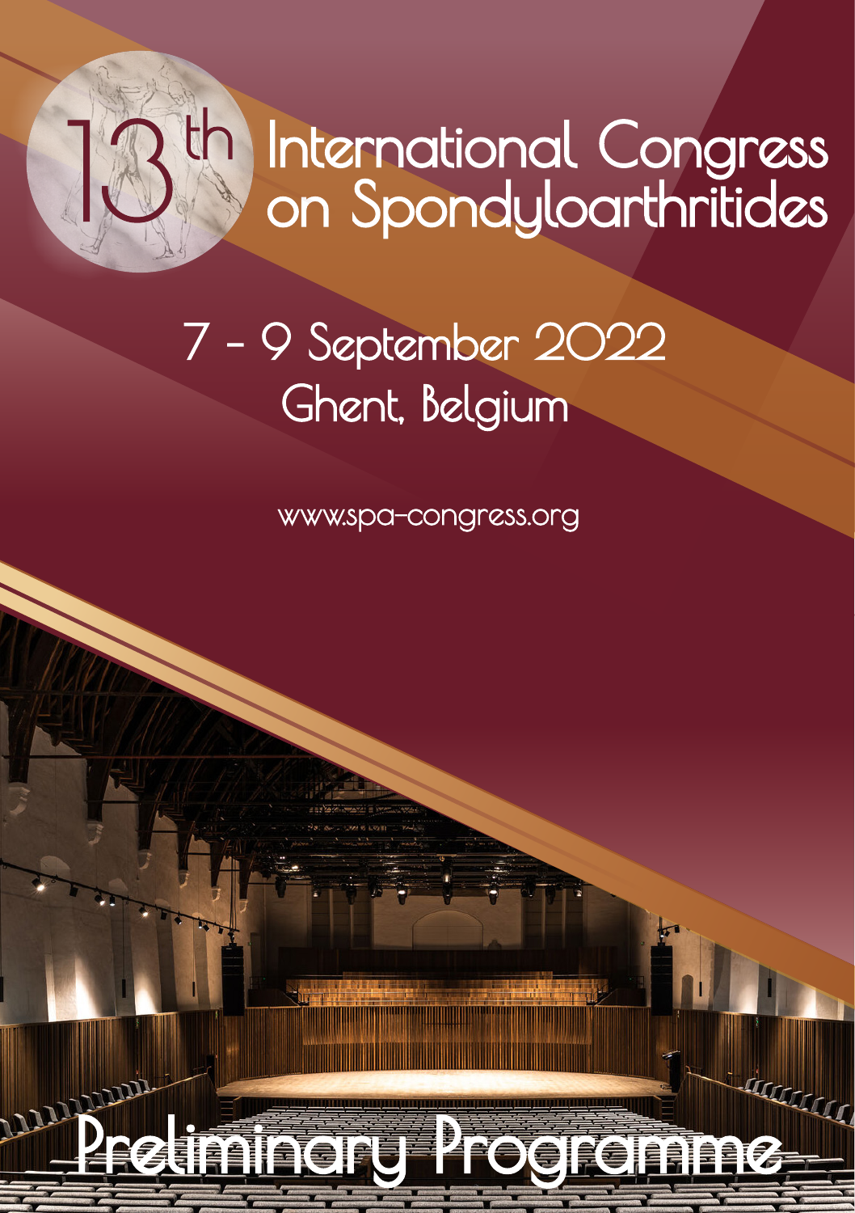# 13th International Congress on Spondyloarthritides

## 7 - 9 September 2022
## Ghent, Belgium

www.spa-congress.org

# Preliminary Programme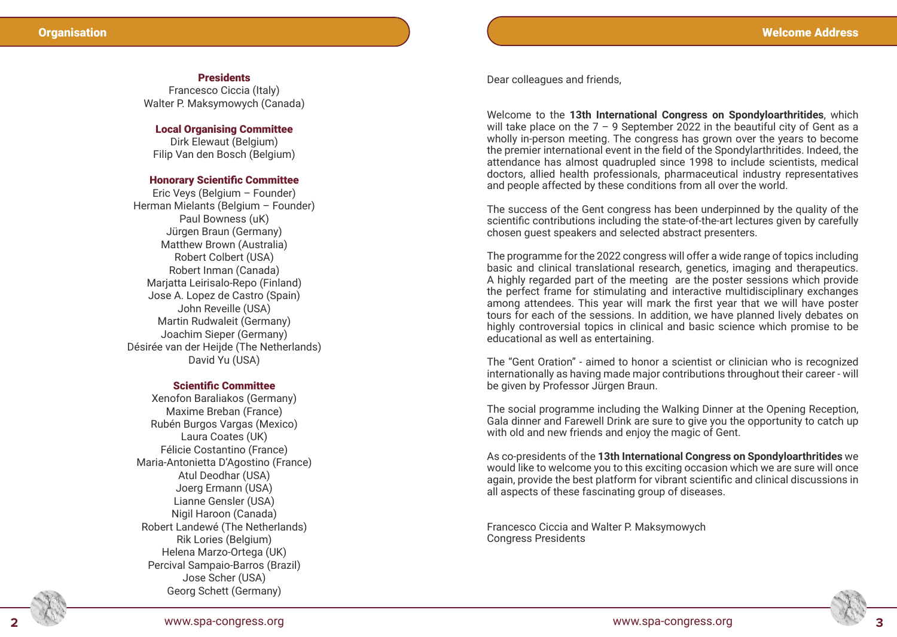## Organisation

**Presidents**
Francesco Ciccia (Italy)
Walter P. Maksymowych (Canada)

**Local Organising Committee**
Dirk Elewaut (Belgium)
Filip Van den Bosch (Belgium)

**Honorary Scientific Committee**
Eric Veys (Belgium – Founder)
Herman Mielants (Belgium – Founder)
Paul Bowness (uK)
Jürgen Braun (Germany)
Matthew Brown (Australia)
Robert Colbert (USA)
Robert Inman (Canada)
Marjatta Leirisalo-Repo (Finland)
Jose A. Lopez de Castro (Spain)
John Reveille (USA)
Martin Rudwaleit (Germany)
Joachim Sieper (Germany)
Désirée van der Heijde (The Netherlands)
David Yu (USA)

**Scientific Committee**
Xenofon Baraliakos (Germany)
Maxime Breban (France)
Rubén Burgos Vargas (Mexico)
Laura Coates (UK)
Félicie Costantino (France)
Maria-Antonietta D'Agostino (France)
Atul Deodhar (USA)
Joerg Ermann (USA)
Lianne Gensler (USA)
Nigil Haroon (Canada)
Robert Landewé (The Netherlands)
Rik Lories (Belgium)
Helena Marzo-Ortega (UK)
Percival Sampaio-Barros (Brazil)
Jose Scher (USA)
Georg Schett (Germany)

## Welcome Address

Dear colleagues and friends,

Welcome to the **13th International Congress on Spondyloarthritides**, which will take place on the 7 – 9 September 2022 in the beautiful city of Gent as a wholly in-person meeting. The congress has grown over the years to become the premier international event in the field of the Spondylarthritides. Indeed, the attendance has almost quadrupled since 1998 to include scientists, medical doctors, allied health professionals, pharmaceutical industry representatives and people affected by these conditions from all over the world.

The success of the Gent congress has been underpinned by the quality of the scientific contributions including the state-of-the-art lectures given by carefully chosen guest speakers and selected abstract presenters.

The programme for the 2022 congress will offer a wide range of topics including basic and clinical translational research, genetics, imaging and therapeutics. A highly regarded part of the meeting are the poster sessions which provide the perfect frame for stimulating and interactive multidisciplinary exchanges among attendees. This year will mark the first year that we will have poster tours for each of the sessions. In addition, we have planned lively debates on highly controversial topics in clinical and basic science which promise to be educational as well as entertaining.

The "Gent Oration" - aimed to honor a scientist or clinician who is recognized internationally as having made major contributions throughout their career - will be given by Professor Jürgen Braun.

The social programme including the Walking Dinner at the Opening Reception, Gala dinner and Farewell Drink are sure to give you the opportunity to catch up with old and new friends and enjoy the magic of Gent.

As co-presidents of the **13th International Congress on Spondyloarthritides** we would like to welcome you to this exciting occasion which we are sure will once again, provide the best platform for vibrant scientific and clinical discussions in all aspects of these fascinating group of diseases.

Francesco Ciccia and Walter P. Maksymowych
Congress Presidents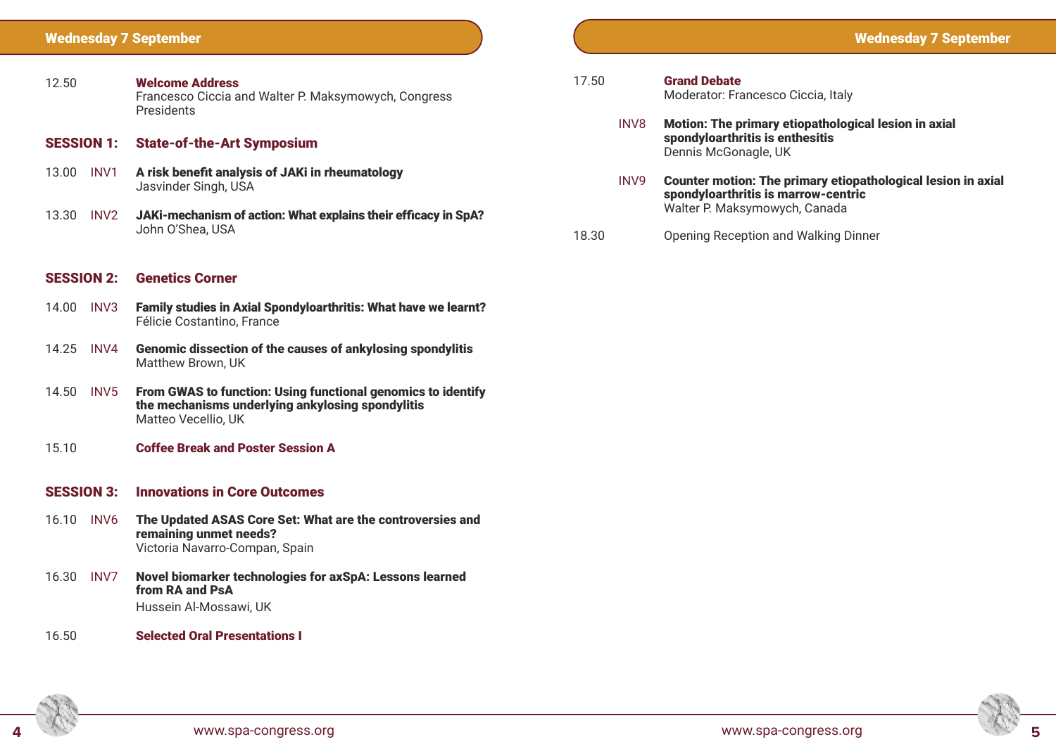## Wednesday 7 September

12.50 **Welcome Address**
Francesco Ciccia and Walter P. Maksymowych, Congress Presidents

### SESSION 1: State-of-the-Art Symposium

13.00 INV1 **A risk benefit analysis of JAKi in rheumatology**
Jasvinder Singh, USA

13.30 INV2 **JAKi-mechanism of action: What explains their efficacy in SpA?**
John O'Shea, USA

### SESSION 2: Genetics Corner

14.00 INV3 **Family studies in Axial Spondyloarthritis: What have we learnt?**
Félicie Costantino, France

14.25 INV4 **Genomic dissection of the causes of ankylosing spondylitis**
Matthew Brown, UK

14.50 INV5 **From GWAS to function: Using functional genomics to identify the mechanisms underlying ankylosing spondylitis**
Matteo Vecellio, UK

15.10 **Coffee Break and Poster Session A**

### SESSION 3: Innovations in Core Outcomes

16.10 INV6 **The Updated ASAS Core Set: What are the controversies and remaining unmet needs?**
Victoria Navarro-Compan, Spain

16.30 INV7 **Novel biomarker technologies for axSpA: Lessons learned from RA and PsA**
Hussein Al-Mossawi, UK

16.50 **Selected Oral Presentations I**

17.50 **Grand Debate**
Moderator: Francesco Ciccia, Italy

INV8 **Motion: The primary etiopathological lesion in axial spondyloarthritis is enthesitis**
Dennis McGonagle, UK

INV9 **Counter motion: The primary etiopathological lesion in axial spondyloarthritis is marrow-centric**
Walter P. Maksymowych, Canada

18.30 Opening Reception and Walking Dinner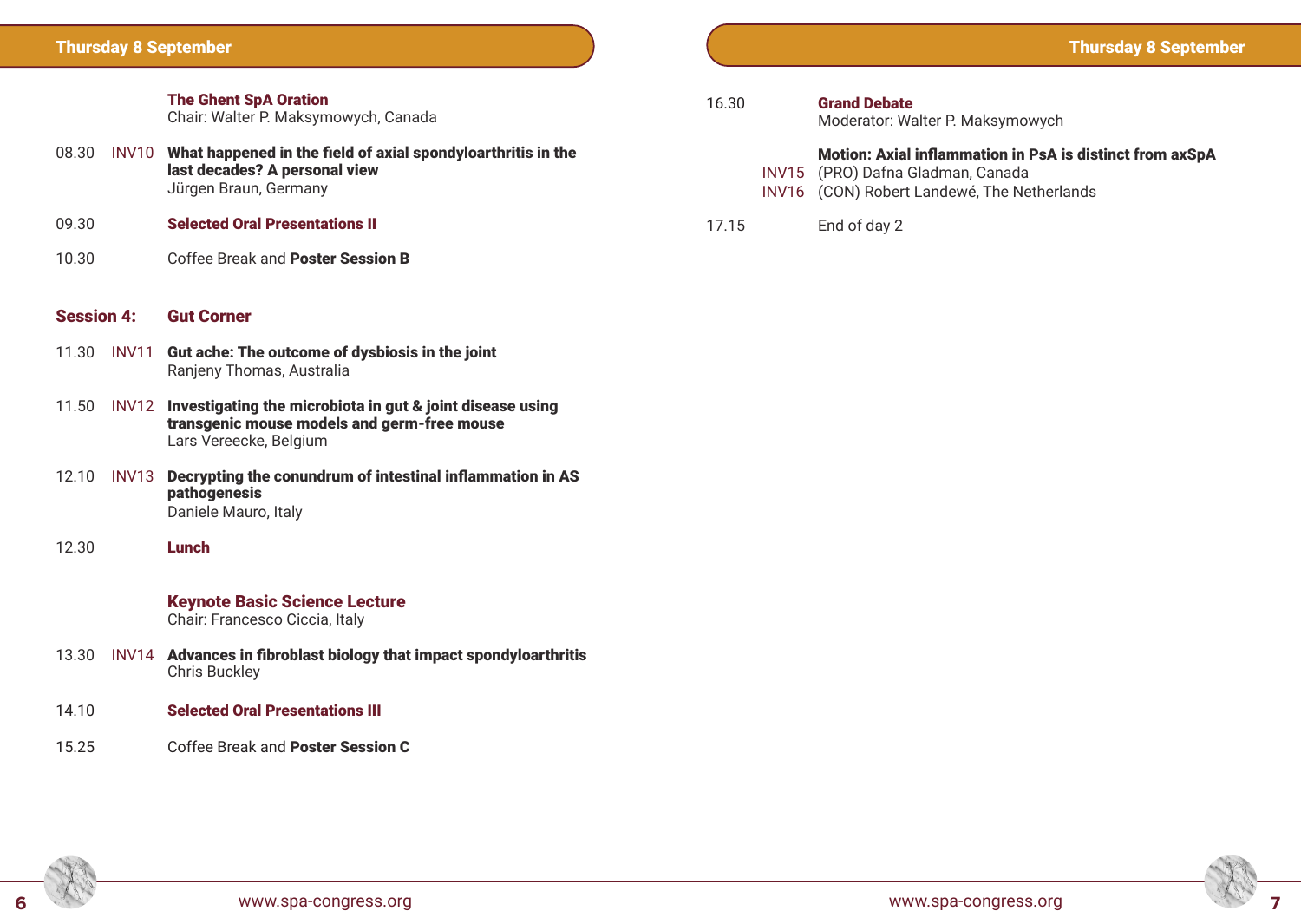## Thursday 8 September

**The Ghent SpA Oration**
Chair: Walter P. Maksymowych, Canada

08.30 INV10 **What happened in the field of axial spondyloarthritis in the last decades? A personal view**
Jürgen Braun, Germany

09.30 **Selected Oral Presentations II**

10.30 Coffee Break and **Poster Session B**

### Session 4: Gut Corner

11.30 INV11 **Gut ache: The outcome of dysbiosis in the joint**
Ranjeny Thomas, Australia

11.50 INV12 **Investigating the microbiota in gut & joint disease using transgenic mouse models and germ-free mouse**
Lars Vereecke, Belgium

12.10 INV13 **Decrypting the conundrum of intestinal inflammation in AS pathogenesis**
Daniele Mauro, Italy

12.30 **Lunch**

**Keynote Basic Science Lecture**
Chair: Francesco Ciccia, Italy

13.30 INV14 **Advances in fibroblast biology that impact spondyloarthritis**
Chris Buckley

14.10 **Selected Oral Presentations III**

15.25 Coffee Break and **Poster Session C**

16.30 **Grand Debate**
Moderator: Walter P. Maksymowych

**Motion: Axial inflammation in PsA is distinct from axSpA**
INV15 (PRO) Dafna Gladman, Canada
INV16 (CON) Robert Landewé, The Netherlands

17.15 End of day 2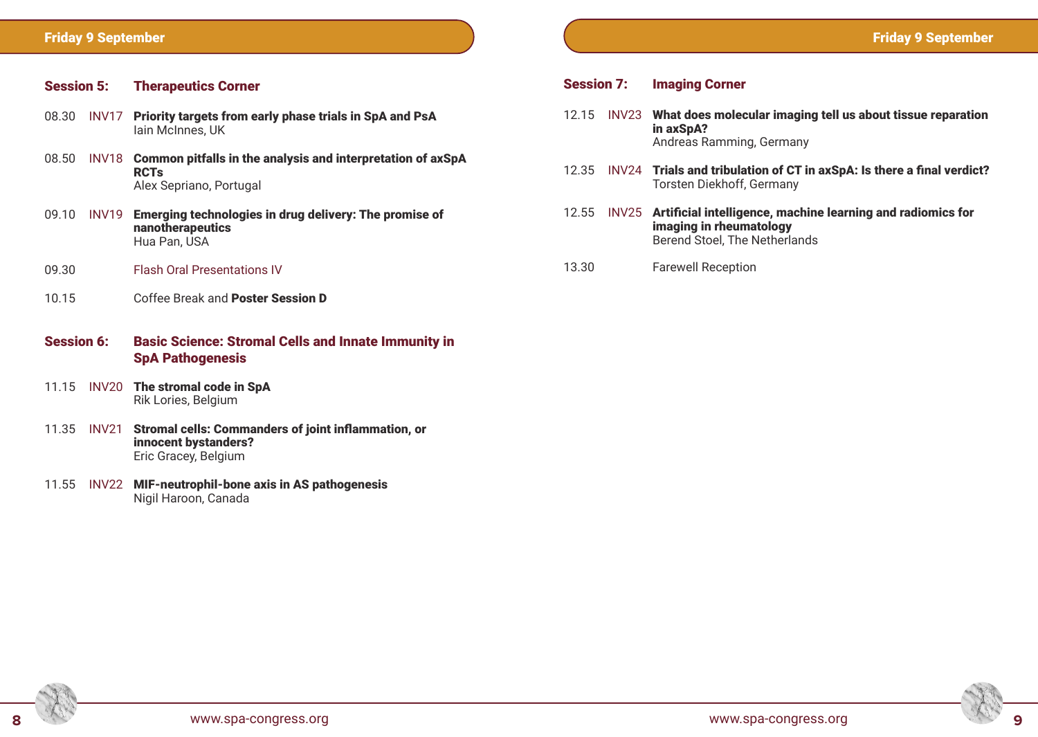## Friday 9 September

### Session 5: Therapeutics Corner

08.30 INV17 **Priority targets from early phase trials in SpA and PsA**
Iain McInnes, UK

08.50 INV18 **Common pitfalls in the analysis and interpretation of axSpA RCTs**
Alex Sepriano, Portugal

09.10 INV19 **Emerging technologies in drug delivery: The promise of nanotherapeutics**
Hua Pan, USA

09.30 Flash Oral Presentations IV

10.15 Coffee Break and **Poster Session D**

### Session 6: Basic Science: Stromal Cells and Innate Immunity in SpA Pathogenesis

11.15 INV20 **The stromal code in SpA**
Rik Lories, Belgium

11.35 INV21 **Stromal cells: Commanders of joint inflammation, or innocent bystanders?**
Eric Gracey, Belgium

11.55 INV22 **MIF-neutrophil-bone axis in AS pathogenesis**
Nigil Haroon, Canada

### Session 7: Imaging Corner

12.15 INV23 **What does molecular imaging tell us about tissue reparation in axSpA?**
Andreas Ramming, Germany

12.35 INV24 **Trials and tribulation of CT in axSpA: Is there a final verdict?**
Torsten Diekhoff, Germany

12.55 INV25 **Artificial intelligence, machine learning and radiomics for imaging in rheumatology**
Berend Stoel, The Netherlands

13.30 Farewell Reception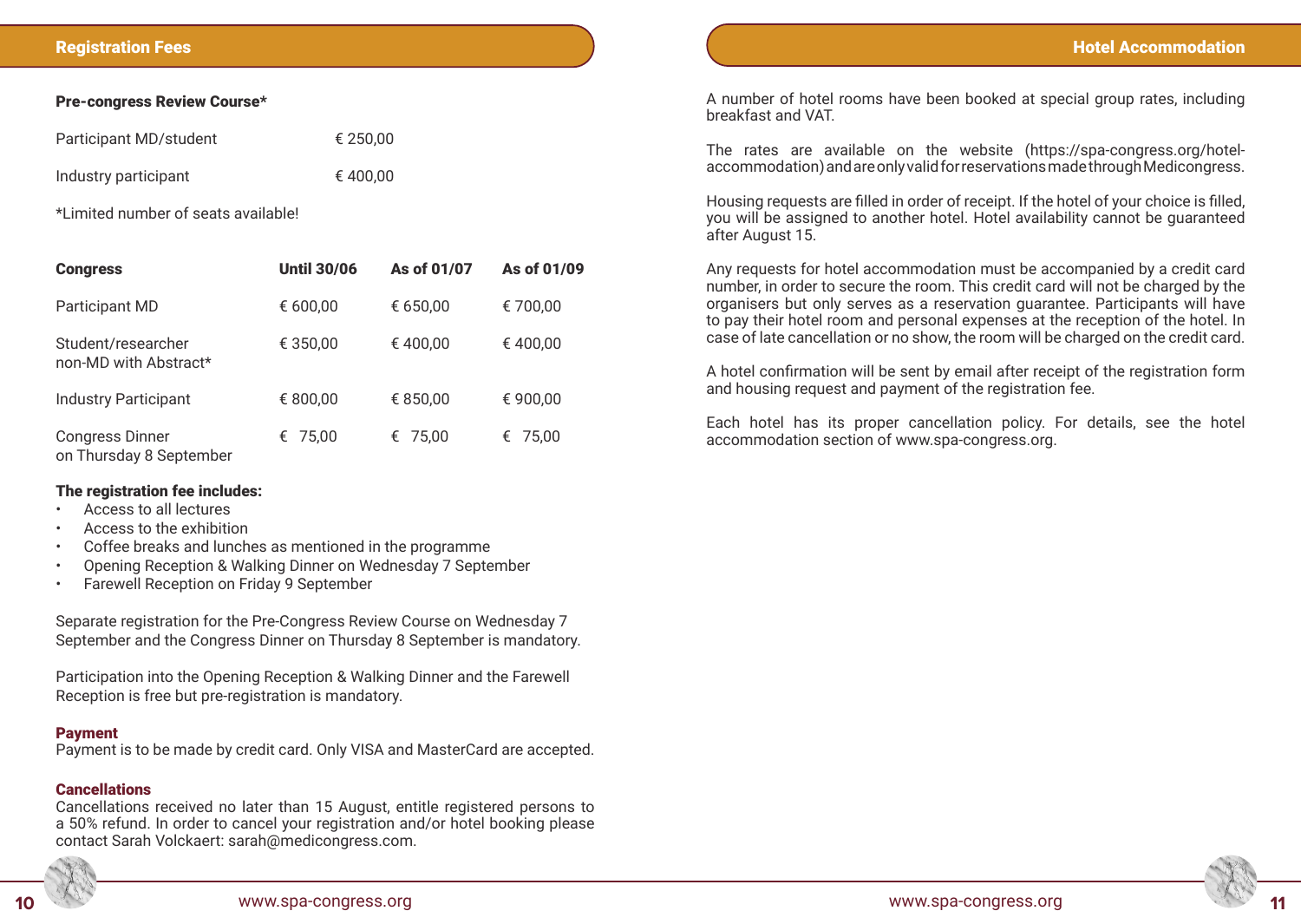## Registration Fees

**Pre-congress Review Course***

| | |
|---|---|
| Participant MD/student | € 250,00 |
| Industry participant | € 400,00 |

*Limited number of seats available!

| Congress | Until 30/06 | As of 01/07 | As of 01/09 |
|---|---|---|---|
| Participant MD | € 600,00 | € 650,00 | € 700,00 |
| Student/researcher non-MD with Abstract* | € 350,00 | € 400,00 | € 400,00 |
| Industry Participant | € 800,00 | € 850,00 | € 900,00 |
| Congress Dinner on Thursday 8 September | € 75,00 | € 75,00 | € 75,00 |

**The registration fee includes:**

- Access to all lectures
- Access to the exhibition
- Coffee breaks and lunches as mentioned in the programme
- Opening Reception & Walking Dinner on Wednesday 7 September
- Farewell Reception on Friday 9 September

Separate registration for the Pre-Congress Review Course on Wednesday 7 September and the Congress Dinner on Thursday 8 September is mandatory.

Participation into the Opening Reception & Walking Dinner and the Farewell Reception is free but pre-registration is mandatory.

**Payment**

Payment is to be made by credit card. Only VISA and MasterCard are accepted.

**Cancellations**

Cancellations received no later than 15 August, entitle registered persons to a 50% refund. In order to cancel your registration and/or hotel booking please contact Sarah Volckaert: sarah@medicongress.com.

## Hotel Accommodation

A number of hotel rooms have been booked at special group rates, including breakfast and VAT.

The rates are available on the website (https://spa-congress.org/hotel-accommodation) and are only valid for reservations made through Medicongress.

Housing requests are filled in order of receipt. If the hotel of your choice is filled, you will be assigned to another hotel. Hotel availability cannot be guaranteed after August 15.

Any requests for hotel accommodation must be accompanied by a credit card number, in order to secure the room. This credit card will not be charged by the organisers but only serves as a reservation guarantee. Participants will have to pay their hotel room and personal expenses at the reception of the hotel. In case of late cancellation or no show, the room will be charged on the credit card.

A hotel confirmation will be sent by email after receipt of the registration form and housing request and payment of the registration fee.

Each hotel has its proper cancellation policy. For details, see the hotel accommodation section of www.spa-congress.org.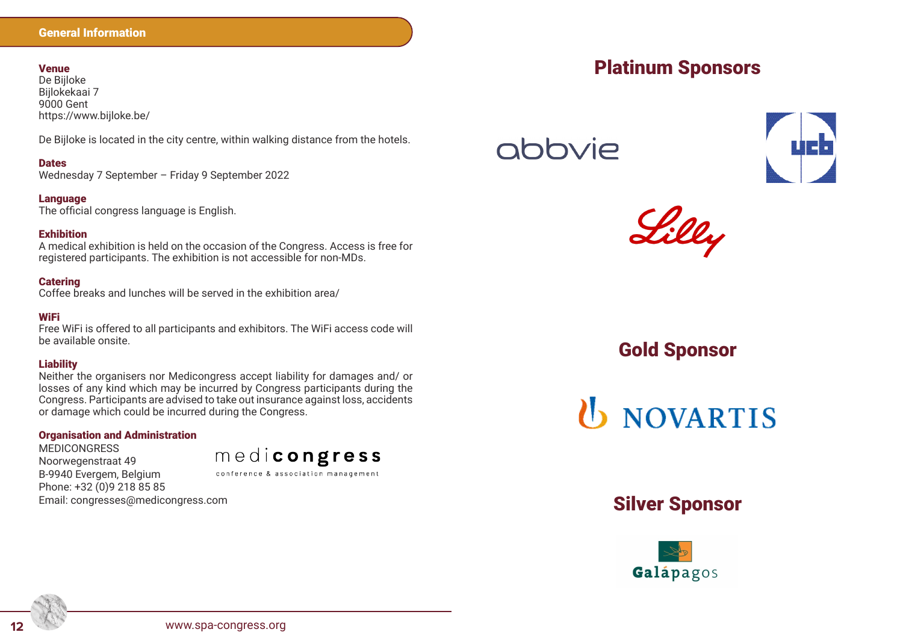## General Information

**Venue**
De Bijloke
Bijlokekaai 7
9000 Gent
https://www.bijloke.be/

De Bijloke is located in the city centre, within walking distance from the hotels.

**Dates**
Wednesday 7 September – Friday 9 September 2022

**Language**
The official congress language is English.

**Exhibition**
A medical exhibition is held on the occasion of the Congress. Access is free for registered participants. The exhibition is not accessible for non-MDs.

**Catering**
Coffee breaks and lunches will be served in the exhibition area/

**WiFi**
Free WiFi is offered to all participants and exhibitors. The WiFi access code will be available onsite.

**Liability**
Neither the organisers nor Medicongress accept liability for damages and/ or losses of any kind which may be incurred by Congress participants during the Congress. Participants are advised to take out insurance against loss, accidents or damage which could be incurred during the Congress.

**Organisation and Administration**
MEDICONGRESS
Noorwegenstraat 49
B-9940 Evergem, Belgium
Phone: +32 (0)9 218 85 85
Email: congresses@medicongress.com

medicongress
conference & association management

## Platinum Sponsors

abbvie

ucb

Lilly

## Gold Sponsor

NOVARTIS

## Silver Sponsor

Galápagos